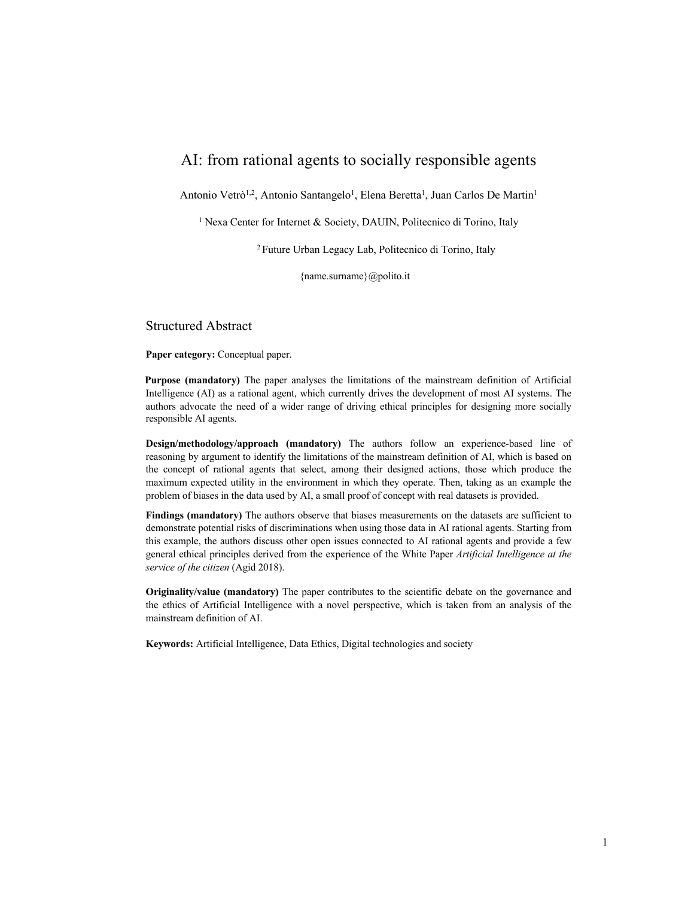# AI: from rational agents to socially responsible agents

Antonio Vetrò[1,2], Antonio Santangelo[1], Elena Beretta[1], Juan Carlos De Martin[1]

[1] Nexa Center for Internet & Society, DAUIN, Politecnico di Torino, Italy

[2] Future Urban Legacy Lab, Politecnico di Torino, Italy

{name.surname}@polito.it

## Structured Abstract

**Paper category:** Conceptual paper.

**Purpose (mandatory)** The paper analyses the limitations of the mainstream definition of Artificial Intelligence (AI) as a rational agent, which currently drives the development of most AI systems. The authors advocate the need of a wider range of driving ethical principles for designing more socially responsible AI agents.

**Design/methodology/approach (mandatory)** The authors follow an experience-based line of reasoning by argument to identify the limitations of the mainstream definition of AI, which is based on the concept of rational agents that select, among their designed actions, those which produce the maximum expected utility in the environment in which they operate. Then, taking as an example the problem of biases in the data used by AI, a small proof of concept with real datasets is provided.

**Findings (mandatory)** The authors observe that biases measurements on the datasets are sufficient to demonstrate potential risks of discriminations when using those data in AI rational agents. Starting from this example, the authors discuss other open issues connected to AI rational agents and provide a few general ethical principles derived from the experience of the White Paper *Artificial Intelligence at the service of the citizen* (Agid 2018).

**Originality/value (mandatory)** The paper contributes to the scientific debate on the governance and the ethics of Artificial Intelligence with a novel perspective, which is taken from an analysis of the mainstream definition of AI.

**Keywords:** Artificial Intelligence, Data Ethics, Digital technologies and society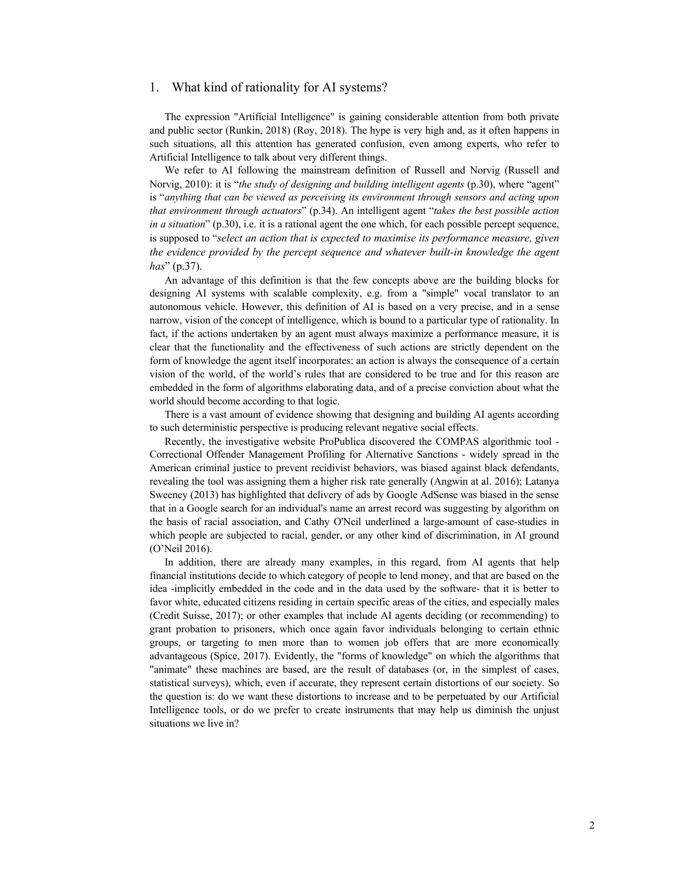## 1. What kind of rationality for AI systems?

The expression "Artificial Intelligence" is gaining considerable attention from both private and public sector (Runkin, 2018) (Roy, 2018). The hype is very high and, as it often happens in such situations, all this attention has generated confusion, even among experts, who refer to Artificial Intelligence to talk about very different things.

We refer to AI following the mainstream definition of Russell and Norvig (Russell and Norvig, 2010): it is "*the study of designing and building intelligent agents* (p.30), where "agent" is "*anything that can be viewed as perceiving its environment through sensors and acting upon that environment through actuators*" (p.34). An intelligent agent "*takes the best possible action in a situation*" (p.30), i.e. it is a rational agent the one which, for each possible percept sequence, is supposed to "*select an action that is expected to maximise its performance measure, given the evidence provided by the percept sequence and whatever built-in knowledge the agent has*" (p.37).

An advantage of this definition is that the few concepts above are the building blocks for designing AI systems with scalable complexity, e.g. from a "simple" vocal translator to an autonomous vehicle. However, this definition of AI is based on a very precise, and in a sense narrow, vision of the concept of intelligence, which is bound to a particular type of rationality. In fact, if the actions undertaken by an agent must always maximize a performance measure, it is clear that the functionality and the effectiveness of such actions are strictly dependent on the form of knowledge the agent itself incorporates: an action is always the consequence of a certain vision of the world, of the world's rules that are considered to be true and for this reason are embedded in the form of algorithms elaborating data, and of a precise conviction about what the world should become according to that logic.

There is a vast amount of evidence showing that designing and building AI agents according to such deterministic perspective is producing relevant negative social effects.

Recently, the investigative website ProPublica discovered the COMPAS algorithmic tool - Correctional Offender Management Profiling for Alternative Sanctions - widely spread in the American criminal justice to prevent recidivist behaviors, was biased against black defendants, revealing the tool was assigning them a higher risk rate generally (Angwin at al. 2016); Latanya Sweeney (2013) has highlighted that delivery of ads by Google AdSense was biased in the sense that in a Google search for an individual's name an arrest record was suggesting by algorithm on the basis of racial association, and Cathy O'Neil underlined a large-amount of case-studies in which people are subjected to racial, gender, or any other kind of discrimination, in AI ground (O'Neil 2016).

In addition, there are already many examples, in this regard, from AI agents that help financial institutions decide to which category of people to lend money, and that are based on the idea -implicitly embedded in the code and in the data used by the software- that it is better to favor white, educated citizens residing in certain specific areas of the cities, and especially males (Credit Suisse, 2017); or other examples that include AI agents deciding (or recommending) to grant probation to prisoners, which once again favor individuals belonging to certain ethnic groups, or targeting to men more than to women job offers that are more economically advantageous (Spice, 2017). Evidently, the "forms of knowledge" on which the algorithms that "animate" these machines are based, are the result of databases (or, in the simplest of cases, statistical surveys), which, even if accurate, they represent certain distortions of our society. So the question is: do we want these distortions to increase and to be perpetuated by our Artificial Intelligence tools, or do we prefer to create instruments that may help us diminish the unjust situations we live in?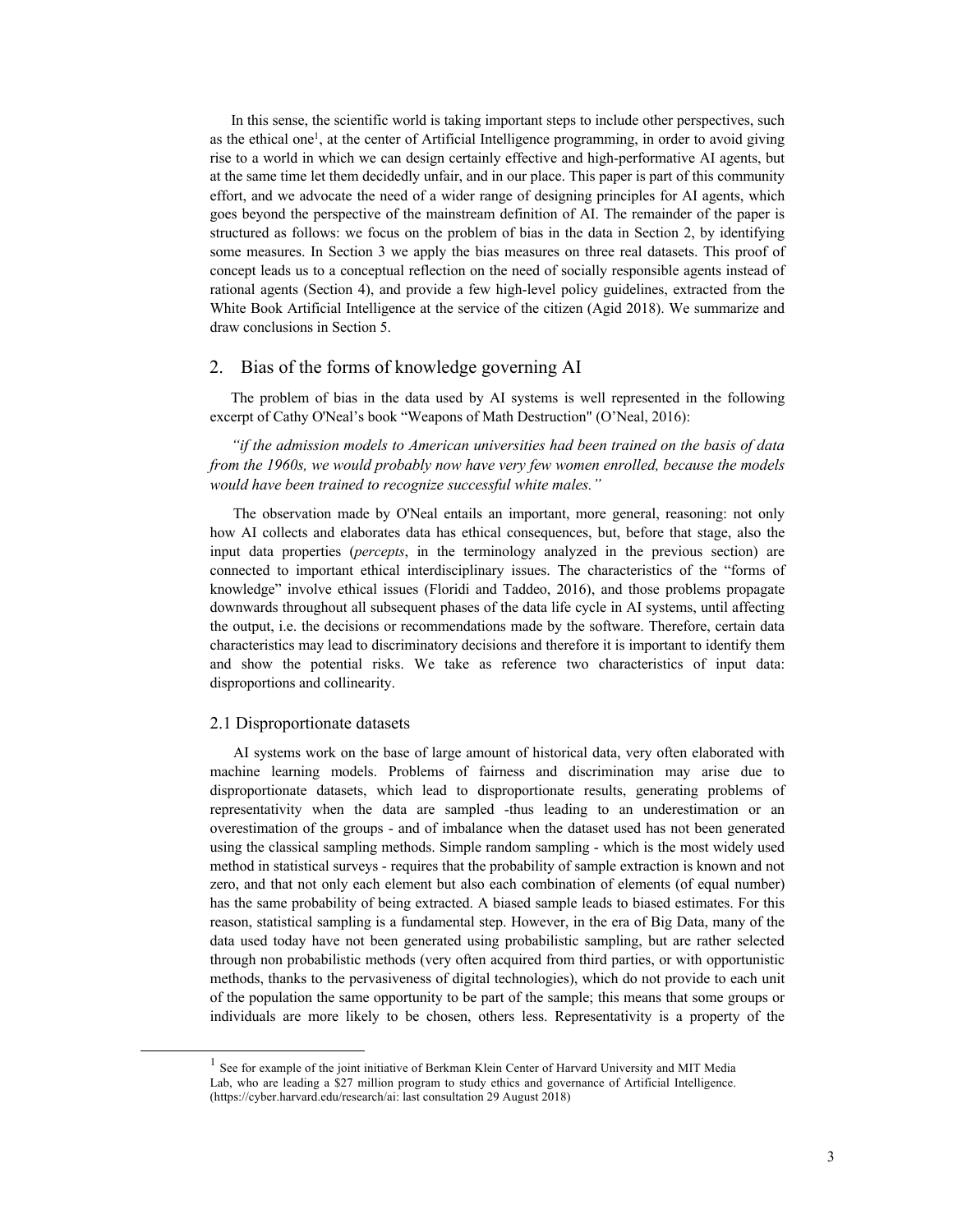In this sense, the scientific world is taking important steps to include other perspectives, such as the ethical one[1], at the center of Artificial Intelligence programming, in order to avoid giving rise to a world in which we can design certainly effective and high-performative AI agents, but at the same time let them decidedly unfair, and in our place. This paper is part of this community effort, and we advocate the need of a wider range of designing principles for AI agents, which goes beyond the perspective of the mainstream definition of AI. The remainder of the paper is structured as follows: we focus on the problem of bias in the data in Section 2, by identifying some measures. In Section 3 we apply the bias measures on three real datasets. This proof of concept leads us to a conceptual reflection on the need of socially responsible agents instead of rational agents (Section 4), and provide a few high-level policy guidelines, extracted from the White Book Artificial Intelligence at the service of the citizen (Agid 2018). We summarize and draw conclusions in Section 5.

## 2. Bias of the forms of knowledge governing AI

The problem of bias in the data used by AI systems is well represented in the following excerpt of Cathy O'Neal's book "Weapons of Math Destruction" (O'Neal, 2016):

*"if the admission models to American universities had been trained on the basis of data from the 1960s, we would probably now have very few women enrolled, because the models would have been trained to recognize successful white males."*

The observation made by O'Neal entails an important, more general, reasoning: not only how AI collects and elaborates data has ethical consequences, but, before that stage, also the input data properties (*percepts*, in the terminology analyzed in the previous section) are connected to important ethical interdisciplinary issues. The characteristics of the "forms of knowledge" involve ethical issues (Floridi and Taddeo, 2016), and those problems propagate downwards throughout all subsequent phases of the data life cycle in AI systems, until affecting the output, i.e. the decisions or recommendations made by the software. Therefore, certain data characteristics may lead to discriminatory decisions and therefore it is important to identify them and show the potential risks. We take as reference two characteristics of input data: disproportions and collinearity.

### 2.1 Disproportionate datasets

AI systems work on the base of large amount of historical data, very often elaborated with machine learning models. Problems of fairness and discrimination may arise due to disproportionate datasets, which lead to disproportionate results, generating problems of representativity when the data are sampled -thus leading to an underestimation or an overestimation of the groups - and of imbalance when the dataset used has not been generated using the classical sampling methods. Simple random sampling - which is the most widely used method in statistical surveys - requires that the probability of sample extraction is known and not zero, and that not only each element but also each combination of elements (of equal number) has the same probability of being extracted. A biased sample leads to biased estimates. For this reason, statistical sampling is a fundamental step. However, in the era of Big Data, many of the data used today have not been generated using probabilistic sampling, but are rather selected through non probabilistic methods (very often acquired from third parties, or with opportunistic methods, thanks to the pervasiveness of digital technologies), which do not provide to each unit of the population the same opportunity to be part of the sample; this means that some groups or individuals are more likely to be chosen, others less. Representativity is a property of the

---

[1] See for example of the joint initiative of Berkman Klein Center of Harvard University and MIT Media Lab, who are leading a $27 million program to study ethics and governance of Artificial Intelligence. (https://cyber.harvard.edu/research/ai: last consultation 29 August 2018)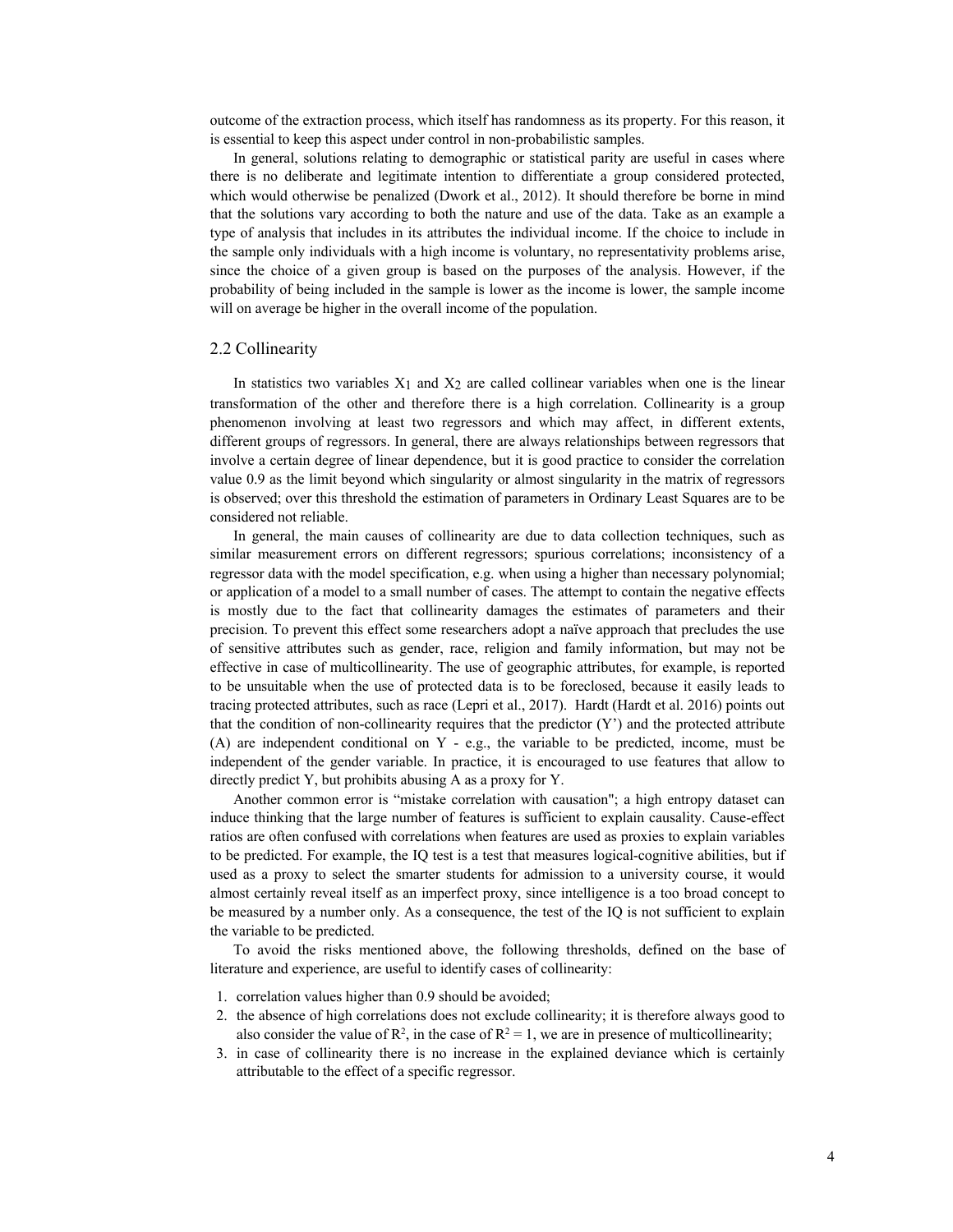outcome of the extraction process, which itself has randomness as its property. For this reason, it is essential to keep this aspect under control in non-probabilistic samples.

In general, solutions relating to demographic or statistical parity are useful in cases where there is no deliberate and legitimate intention to differentiate a group considered protected, which would otherwise be penalized (Dwork et al., 2012). It should therefore be borne in mind that the solutions vary according to both the nature and use of the data. Take as an example a type of analysis that includes in its attributes the individual income. If the choice to include in the sample only individuals with a high income is voluntary, no representativity problems arise, since the choice of a given group is based on the purposes of the analysis. However, if the probability of being included in the sample is lower as the income is lower, the sample income will on average be higher in the overall income of the population.

## 2.2 Collinearity

In statistics two variables $X_1$ and $X_2$ are called collinear variables when one is the linear transformation of the other and therefore there is a high correlation. Collinearity is a group phenomenon involving at least two regressors and which may affect, in different extents, different groups of regressors. In general, there are always relationships between regressors that involve a certain degree of linear dependence, but it is good practice to consider the correlation value 0.9 as the limit beyond which singularity or almost singularity in the matrix of regressors is observed; over this threshold the estimation of parameters in Ordinary Least Squares are to be considered not reliable.

In general, the main causes of collinearity are due to data collection techniques, such as similar measurement errors on different regressors; spurious correlations; inconsistency of a regressor data with the model specification, e.g. when using a higher than necessary polynomial; or application of a model to a small number of cases. The attempt to contain the negative effects is mostly due to the fact that collinearity damages the estimates of parameters and their precision. To prevent this effect some researchers adopt a naïve approach that precludes the use of sensitive attributes such as gender, race, religion and family information, but may not be effective in case of multicollinearity. The use of geographic attributes, for example, is reported to be unsuitable when the use of protected data is to be foreclosed, because it easily leads to tracing protected attributes, such as race (Lepri et al., 2017). Hardt (Hardt et al. 2016) points out that the condition of non-collinearity requires that the predictor (Y') and the protected attribute (A) are independent conditional on Y - e.g., the variable to be predicted, income, must be independent of the gender variable. In practice, it is encouraged to use features that allow to directly predict Y, but prohibits abusing A as a proxy for Y.

Another common error is "mistake correlation with causation"; a high entropy dataset can induce thinking that the large number of features is sufficient to explain causality. Cause-effect ratios are often confused with correlations when features are used as proxies to explain variables to be predicted. For example, the IQ test is a test that measures logical-cognitive abilities, but if used as a proxy to select the smarter students for admission to a university course, it would almost certainly reveal itself as an imperfect proxy, since intelligence is a too broad concept to be measured by a number only. As a consequence, the test of the IQ is not sufficient to explain the variable to be predicted.

To avoid the risks mentioned above, the following thresholds, defined on the base of literature and experience, are useful to identify cases of collinearity:

1. correlation values higher than 0.9 should be avoided;
2. the absence of high correlations does not exclude collinearity; it is therefore always good to also consider the value of $R^2$, in the case of $R^2 = 1$, we are in presence of multicollinearity;
3. in case of collinearity there is no increase in the explained deviance which is certainly attributable to the effect of a specific regressor.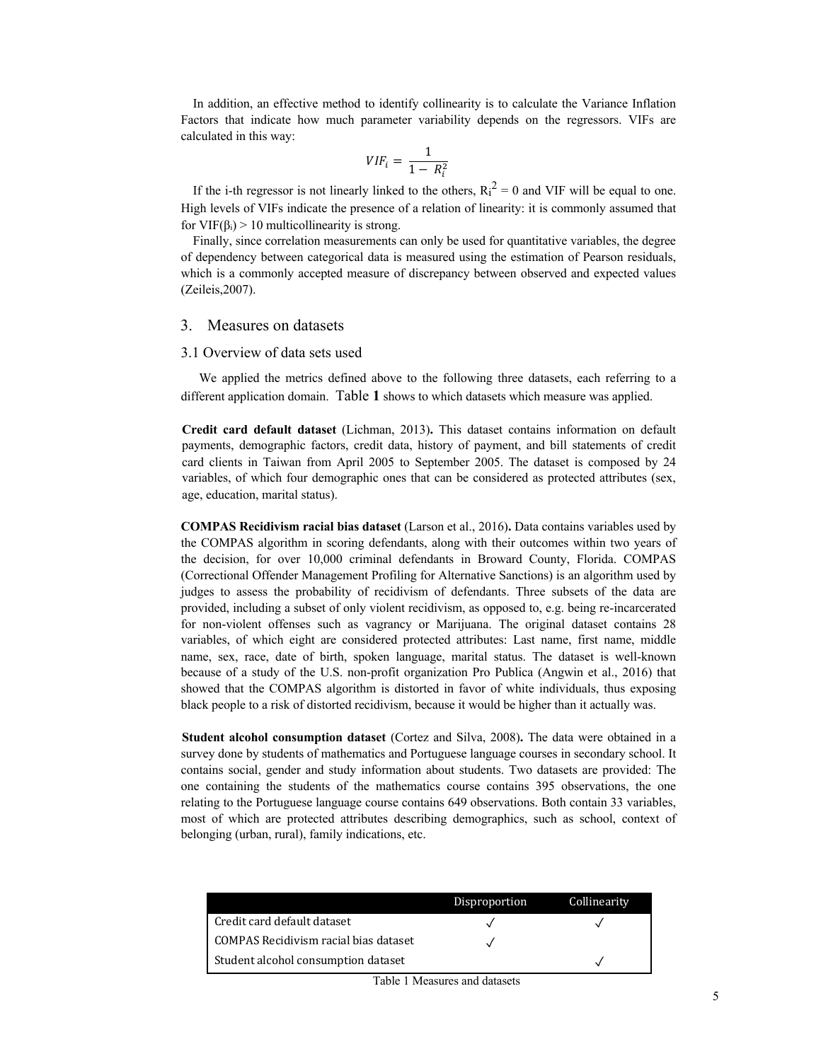In addition, an effective method to identify collinearity is to calculate the Variance Inflation Factors that indicate how much parameter variability depends on the regressors. VIFs are calculated in this way:

$$VIF_i = \frac{1}{1 - R_i^2}$$

If the i-th regressor is not linearly linked to the others, $R_i^2 = 0$ and VIF will be equal to one. High levels of VIFs indicate the presence of a relation of linearity: it is commonly assumed that for $VIF(\beta_i) > 10$ multicollinearity is strong.

Finally, since correlation measurements can only be used for quantitative variables, the degree of dependency between categorical data is measured using the estimation of Pearson residuals, which is a commonly accepted measure of discrepancy between observed and expected values (Zeileis,2007).

## 3. Measures on datasets

### 3.1 Overview of data sets used

We applied the metrics defined above to the following three datasets, each referring to a different application domain. Table **1** shows to which datasets which measure was applied.

**Credit card default dataset** (Lichman, 2013)**.** This dataset contains information on default payments, demographic factors, credit data, history of payment, and bill statements of credit card clients in Taiwan from April 2005 to September 2005. The dataset is composed by 24 variables, of which four demographic ones that can be considered as protected attributes (sex, age, education, marital status).

**COMPAS Recidivism racial bias dataset** (Larson et al., 2016)**.** Data contains variables used by the COMPAS algorithm in scoring defendants, along with their outcomes within two years of the decision, for over 10,000 criminal defendants in Broward County, Florida. COMPAS (Correctional Offender Management Profiling for Alternative Sanctions) is an algorithm used by judges to assess the probability of recidivism of defendants. Three subsets of the data are provided, including a subset of only violent recidivism, as opposed to, e.g. being re-incarcerated for non-violent offenses such as vagrancy or Marijuana. The original dataset contains 28 variables, of which eight are considered protected attributes: Last name, first name, middle name, sex, race, date of birth, spoken language, marital status. The dataset is well-known because of a study of the U.S. non-profit organization Pro Publica (Angwin et al., 2016) that showed that the COMPAS algorithm is distorted in favor of white individuals, thus exposing black people to a risk of distorted recidivism, because it would be higher than it actually was.

**Student alcohol consumption dataset** (Cortez and Silva, 2008)**.** The data were obtained in a survey done by students of mathematics and Portuguese language courses in secondary school. It contains social, gender and study information about students. Two datasets are provided: The one containing the students of the mathematics course contains 395 observations, the one relating to the Portuguese language course contains 649 observations. Both contain 33 variables, most of which are protected attributes describing demographics, such as school, context of belonging (urban, rural), family indications, etc.

| | Disproportion | Collinearity |
|---|---|---|
| Credit card default dataset | ✓ | ✓ |
| COMPAS Recidivism racial bias dataset | ✓ | |
| Student alcohol consumption dataset | | ✓ |

Table 1 Measures and datasets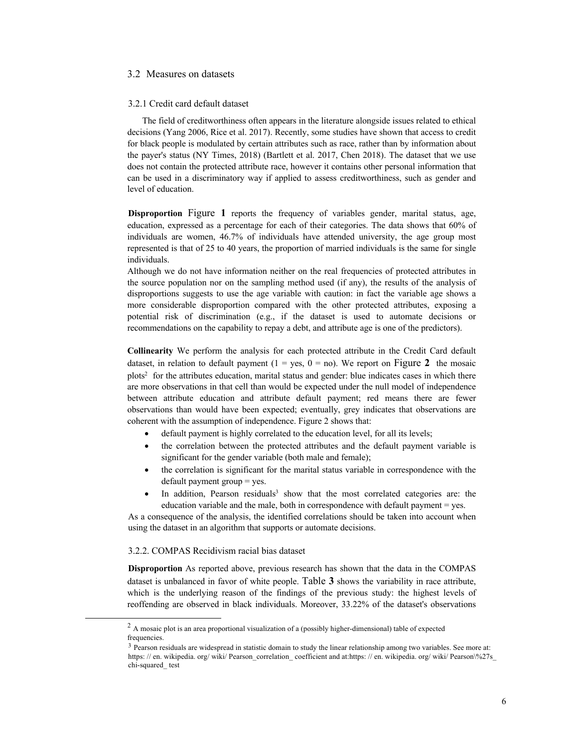## 3.2 Measures on datasets

### 3.2.1 Credit card default dataset

The field of creditworthiness often appears in the literature alongside issues related to ethical decisions (Yang 2006, Rice et al. 2017). Recently, some studies have shown that access to credit for black people is modulated by certain attributes such as race, rather than by information about the payer's status (NY Times, 2018) (Bartlett et al. 2017, Chen 2018). The dataset that we use does not contain the protected attribute race, however it contains other personal information that can be used in a discriminatory way if applied to assess creditworthiness, such as gender and level of education.

**Disproportion** Figure **1** reports the frequency of variables gender, marital status, age, education, expressed as a percentage for each of their categories. The data shows that 60% of individuals are women, 46.7% of individuals have attended university, the age group most represented is that of 25 to 40 years, the proportion of married individuals is the same for single individuals.
Although we do not have information neither on the real frequencies of protected attributes in the source population nor on the sampling method used (if any), the results of the analysis of disproportions suggests to use the age variable with caution: in fact the variable age shows a more considerable disproportion compared with the other protected attributes, exposing a potential risk of discrimination (e.g., if the dataset is used to automate decisions or recommendations on the capability to repay a debt, and attribute age is one of the predictors).

**Collinearity** We perform the analysis for each protected attribute in the Credit Card default dataset, in relation to default payment (1 = yes, 0 = no). We report on Figure **2** the mosaic plots[2] for the attributes education, marital status and gender: blue indicates cases in which there are more observations in that cell than would be expected under the null model of independence between attribute education and attribute default payment; red means there are fewer observations than would have been expected; eventually, grey indicates that observations are coherent with the assumption of independence. Figure 2 shows that:

- default payment is highly correlated to the education level, for all its levels;
- the correlation between the protected attributes and the default payment variable is significant for the gender variable (both male and female);
- the correlation is significant for the marital status variable in correspondence with the default payment group = yes.
- In addition, Pearson residuals[3] show that the most correlated categories are: the education variable and the male, both in correspondence with default payment = yes.

As a consequence of the analysis, the identified correlations should be taken into account when using the dataset in an algorithm that supports or automate decisions.

### 3.2.2. COMPAS Recidivism racial bias dataset

**Disproportion** As reported above, previous research has shown that the data in the COMPAS dataset is unbalanced in favor of white people. Table **3** shows the variability in race attribute, which is the underlying reason of the findings of the previous study: the highest levels of reoffending are observed in black individuals. Moreover, 33.22% of the dataset's observations

---

[2] A mosaic plot is an area proportional visualization of a (possibly higher-dimensional) table of expected frequencies.

[3] Pearson residuals are widespread in statistic domain to study the linear relationship among two variables. See more at: https: // en. wikipedia. org/ wiki/ Pearson_correlation_ coefficient and at:https: // en. wikipedia. org/ wiki/ Pearson\%27s_ chi-squared_ test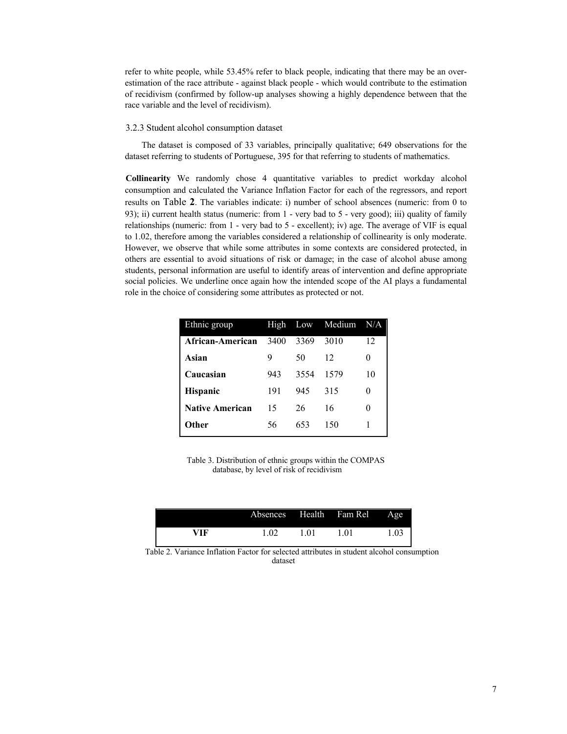refer to white people, while 53.45% refer to black people, indicating that there may be an over-estimation of the race attribute - against black people - which would contribute to the estimation of recidivism (confirmed by follow-up analyses showing a highly dependence between that the race variable and the level of recidivism).

### 3.2.3 Student alcohol consumption dataset

The dataset is composed of 33 variables, principally qualitative; 649 observations for the dataset referring to students of Portuguese, 395 for that referring to students of mathematics.

**Collinearity** We randomly chose 4 quantitative variables to predict workday alcohol consumption and calculated the Variance Inflation Factor for each of the regressors, and report results on Table **2**. The variables indicate: i) number of school absences (numeric: from 0 to 93); ii) current health status (numeric: from 1 - very bad to 5 - very good); iii) quality of family relationships (numeric: from 1 - very bad to 5 - excellent); iv) age. The average of VIF is equal to 1.02, therefore among the variables considered a relationship of collinearity is only moderate. However, we observe that while some attributes in some contexts are considered protected, in others are essential to avoid situations of risk or damage; in the case of alcohol abuse among students, personal information are useful to identify areas of intervention and define appropriate social policies. We underline once again how the intended scope of the AI plays a fundamental role in the choice of considering some attributes as protected or not.

| Ethnic group | High | Low | Medium | N/A |
|---|---|---|---|---|
| **African-American** | 3400 | 3369 | 3010 | 12 |
| **Asian** | 9 | 50 | 12 | 0 |
| **Caucasian** | 943 | 3554 | 1579 | 10 |
| **Hispanic** | 191 | 945 | 315 | 0 |
| **Native American** | 15 | 26 | 16 | 0 |
| **Other** | 56 | 653 | 150 | 1 |

Table 3. Distribution of ethnic groups within the COMPAS database, by level of risk of recidivism

| | Absences | Health | Fam Rel | Age |
|---|---|---|---|---|
| **VIF** | 1.02 | 1.01 | 1.01 | 1.03 |

Table 2. Variance Inflation Factor for selected attributes in student alcohol consumption dataset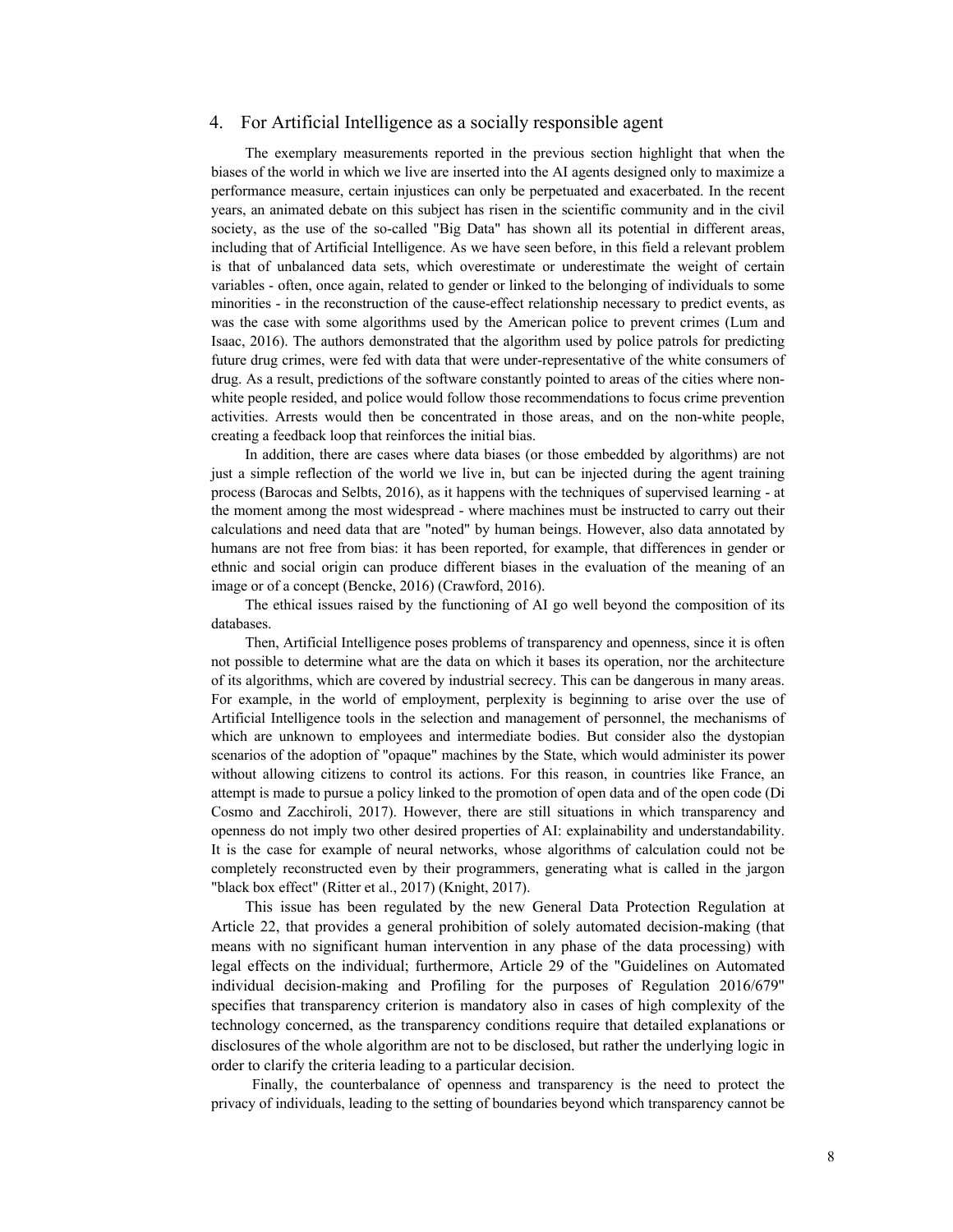## 4. For Artificial Intelligence as a socially responsible agent

The exemplary measurements reported in the previous section highlight that when the biases of the world in which we live are inserted into the AI agents designed only to maximize a performance measure, certain injustices can only be perpetuated and exacerbated. In the recent years, an animated debate on this subject has risen in the scientific community and in the civil society, as the use of the so-called "Big Data" has shown all its potential in different areas, including that of Artificial Intelligence. As we have seen before, in this field a relevant problem is that of unbalanced data sets, which overestimate or underestimate the weight of certain variables - often, once again, related to gender or linked to the belonging of individuals to some minorities - in the reconstruction of the cause-effect relationship necessary to predict events, as was the case with some algorithms used by the American police to prevent crimes (Lum and Isaac, 2016). The authors demonstrated that the algorithm used by police patrols for predicting future drug crimes, were fed with data that were under-representative of the white consumers of drug. As a result, predictions of the software constantly pointed to areas of the cities where non-white people resided, and police would follow those recommendations to focus crime prevention activities. Arrests would then be concentrated in those areas, and on the non-white people, creating a feedback loop that reinforces the initial bias.

In addition, there are cases where data biases (or those embedded by algorithms) are not just a simple reflection of the world we live in, but can be injected during the agent training process (Barocas and Selbts, 2016), as it happens with the techniques of supervised learning - at the moment among the most widespread - where machines must be instructed to carry out their calculations and need data that are "noted" by human beings. However, also data annotated by humans are not free from bias: it has been reported, for example, that differences in gender or ethnic and social origin can produce different biases in the evaluation of the meaning of an image or of a concept (Bencke, 2016) (Crawford, 2016).

The ethical issues raised by the functioning of AI go well beyond the composition of its databases.

Then, Artificial Intelligence poses problems of transparency and openness, since it is often not possible to determine what are the data on which it bases its operation, nor the architecture of its algorithms, which are covered by industrial secrecy. This can be dangerous in many areas. For example, in the world of employment, perplexity is beginning to arise over the use of Artificial Intelligence tools in the selection and management of personnel, the mechanisms of which are unknown to employees and intermediate bodies. But consider also the dystopian scenarios of the adoption of "opaque" machines by the State, which would administer its power without allowing citizens to control its actions. For this reason, in countries like France, an attempt is made to pursue a policy linked to the promotion of open data and of the open code (Di Cosmo and Zacchiroli, 2017). However, there are still situations in which transparency and openness do not imply two other desired properties of AI: explainability and understandability. It is the case for example of neural networks, whose algorithms of calculation could not be completely reconstructed even by their programmers, generating what is called in the jargon "black box effect" (Ritter et al., 2017) (Knight, 2017).

This issue has been regulated by the new General Data Protection Regulation at Article 22, that provides a general prohibition of solely automated decision-making (that means with no significant human intervention in any phase of the data processing) with legal effects on the individual; furthermore, Article 29 of the "Guidelines on Automated individual decision-making and Profiling for the purposes of Regulation 2016/679" specifies that transparency criterion is mandatory also in cases of high complexity of the technology concerned, as the transparency conditions require that detailed explanations or disclosures of the whole algorithm are not to be disclosed, but rather the underlying logic in order to clarify the criteria leading to a particular decision.

Finally, the counterbalance of openness and transparency is the need to protect the privacy of individuals, leading to the setting of boundaries beyond which transparency cannot be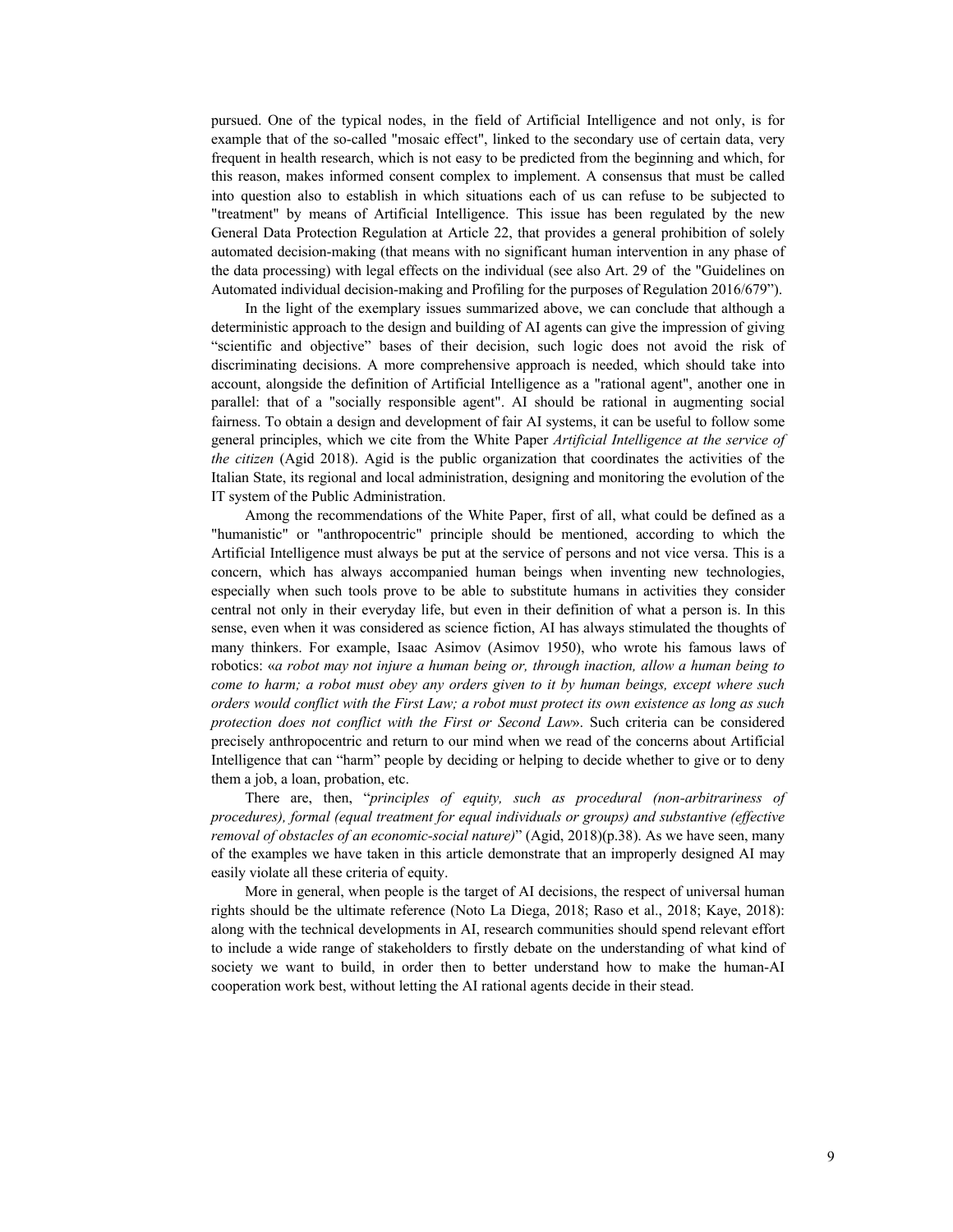pursued. One of the typical nodes, in the field of Artificial Intelligence and not only, is for example that of the so-called "mosaic effect", linked to the secondary use of certain data, very frequent in health research, which is not easy to be predicted from the beginning and which, for this reason, makes informed consent complex to implement. A consensus that must be called into question also to establish in which situations each of us can refuse to be subjected to "treatment" by means of Artificial Intelligence. This issue has been regulated by the new General Data Protection Regulation at Article 22, that provides a general prohibition of solely automated decision-making (that means with no significant human intervention in any phase of the data processing) with legal effects on the individual (see also Art. 29 of the "Guidelines on Automated individual decision-making and Profiling for the purposes of Regulation 2016/679").

In the light of the exemplary issues summarized above, we can conclude that although a deterministic approach to the design and building of AI agents can give the impression of giving "scientific and objective" bases of their decision, such logic does not avoid the risk of discriminating decisions. A more comprehensive approach is needed, which should take into account, alongside the definition of Artificial Intelligence as a "rational agent", another one in parallel: that of a "socially responsible agent". AI should be rational in augmenting social fairness. To obtain a design and development of fair AI systems, it can be useful to follow some general principles, which we cite from the White Paper *Artificial Intelligence at the service of the citizen* (Agid 2018). Agid is the public organization that coordinates the activities of the Italian State, its regional and local administration, designing and monitoring the evolution of the IT system of the Public Administration.

Among the recommendations of the White Paper, first of all, what could be defined as a "humanistic" or "anthropocentric" principle should be mentioned, according to which the Artificial Intelligence must always be put at the service of persons and not vice versa. This is a concern, which has always accompanied human beings when inventing new technologies, especially when such tools prove to be able to substitute humans in activities they consider central not only in their everyday life, but even in their definition of what a person is. In this sense, even when it was considered as science fiction, AI has always stimulated the thoughts of many thinkers. For example, Isaac Asimov (Asimov 1950), who wrote his famous laws of robotics: «*a robot may not injure a human being or, through inaction, allow a human being to come to harm; a robot must obey any orders given to it by human beings, except where such orders would conflict with the First Law; a robot must protect its own existence as long as such protection does not conflict with the First or Second Law*». Such criteria can be considered precisely anthropocentric and return to our mind when we read of the concerns about Artificial Intelligence that can "harm" people by deciding or helping to decide whether to give or to deny them a job, a loan, probation, etc.

There are, then, "*principles of equity, such as procedural (non-arbitrariness of procedures), formal (equal treatment for equal individuals or groups) and substantive (effective removal of obstacles of an economic-social nature)*" (Agid, 2018)(p.38). As we have seen, many of the examples we have taken in this article demonstrate that an improperly designed AI may easily violate all these criteria of equity.

More in general, when people is the target of AI decisions, the respect of universal human rights should be the ultimate reference (Noto La Diega, 2018; Raso et al., 2018; Kaye, 2018): along with the technical developments in AI, research communities should spend relevant effort to include a wide range of stakeholders to firstly debate on the understanding of what kind of society we want to build, in order then to better understand how to make the human-AI cooperation work best, without letting the AI rational agents decide in their stead.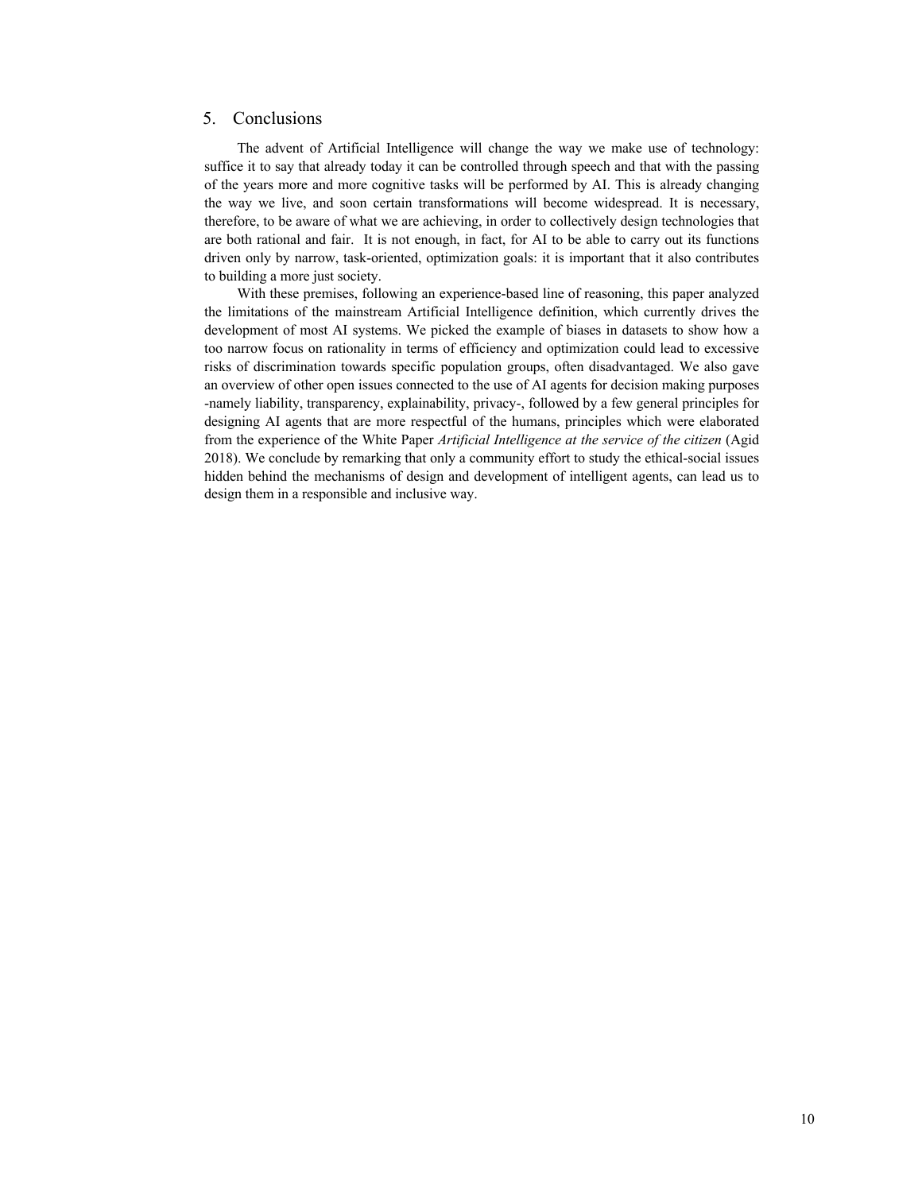## 5. Conclusions

The advent of Artificial Intelligence will change the way we make use of technology: suffice it to say that already today it can be controlled through speech and that with the passing of the years more and more cognitive tasks will be performed by AI. This is already changing the way we live, and soon certain transformations will become widespread. It is necessary, therefore, to be aware of what we are achieving, in order to collectively design technologies that are both rational and fair. It is not enough, in fact, for AI to be able to carry out its functions driven only by narrow, task-oriented, optimization goals: it is important that it also contributes to building a more just society.

With these premises, following an experience-based line of reasoning, this paper analyzed the limitations of the mainstream Artificial Intelligence definition, which currently drives the development of most AI systems. We picked the example of biases in datasets to show how a too narrow focus on rationality in terms of efficiency and optimization could lead to excessive risks of discrimination towards specific population groups, often disadvantaged. We also gave an overview of other open issues connected to the use of AI agents for decision making purposes -namely liability, transparency, explainability, privacy-, followed by a few general principles for designing AI agents that are more respectful of the humans, principles which were elaborated from the experience of the White Paper *Artificial Intelligence at the service of the citizen* (Agid 2018). We conclude by remarking that only a community effort to study the ethical-social issues hidden behind the mechanisms of design and development of intelligent agents, can lead us to design them in a responsible and inclusive way.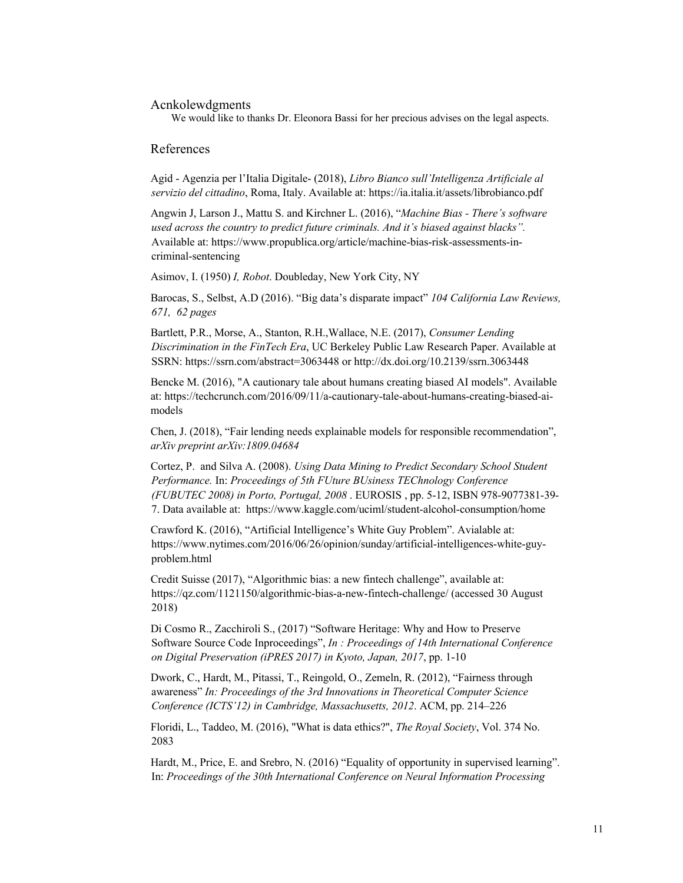## Acnkolewdgments

We would like to thanks Dr. Eleonora Bassi for her precious advises on the legal aspects.

## References

Agid - Agenzia per l'Italia Digitale- (2018), *Libro Bianco sull'Intelligenza Artificiale al servizio del cittadino*, Roma, Italy. Available at: https://ia.italia.it/assets/librobianco.pdf

Angwin J, Larson J., Mattu S. and Kirchner L. (2016), "*Machine Bias - There's software used across the country to predict future criminals. And it's biased against blacks".* Available at: https://www.propublica.org/article/machine-bias-risk-assessments-in-criminal-sentencing

Asimov, I. (1950) *I, Robot*. Doubleday, New York City, NY

Barocas, S., Selbst, A.D (2016). "Big data's disparate impact" *104 California Law Reviews, 671, 62 pages*

Bartlett, P.R., Morse, A., Stanton, R.H.,Wallace, N.E. (2017), *Consumer Lending Discrimination in the FinTech Era*, UC Berkeley Public Law Research Paper. Available at SSRN: https://ssrn.com/abstract=3063448 or http://dx.doi.org/10.2139/ssrn.3063448

Bencke M. (2016), "A cautionary tale about humans creating biased AI models". Available at: https://techcrunch.com/2016/09/11/a-cautionary-tale-about-humans-creating-biased-ai-models

Chen, J. (2018), "Fair lending needs explainable models for responsible recommendation", *arXiv preprint arXiv:1809.04684*

Cortez, P. and Silva A. (2008). *Using Data Mining to Predict Secondary School Student Performance.* In: *Proceedings of 5th FUture BUsiness TEChnology Conference (FUBUTEC 2008) in Porto, Portugal, 2008* . EUROSIS , pp. 5-12, ISBN 978-9077381-39-7. Data available at: https://www.kaggle.com/uciml/student-alcohol-consumption/home

Crawford K. (2016), "Artificial Intelligence's White Guy Problem". Avialable at: https://www.nytimes.com/2016/06/26/opinion/sunday/artificial-intelligences-white-guy-problem.html

Credit Suisse (2017), "Algorithmic bias: a new fintech challenge", available at: https://qz.com/1121150/algorithmic-bias-a-new-fintech-challenge/ (accessed 30 August 2018)

Di Cosmo R., Zacchiroli S., (2017) "Software Heritage: Why and How to Preserve Software Source Code Inproceedings", *In : Proceedings of 14th International Conference on Digital Preservation (iPRES 2017) in Kyoto, Japan, 2017*, pp. 1-10

Dwork, C., Hardt, M., Pitassi, T., Reingold, O., Zemeln, R. (2012), "Fairness through awareness" *In: Proceedings of the 3rd Innovations in Theoretical Computer Science Conference (ICTS'12) in Cambridge, Massachusetts, 2012*. ACM, pp. 214–226

Floridi, L., Taddeo, M. (2016), "What is data ethics?", *The Royal Society*, Vol. 374 No. 2083

Hardt, M., Price, E. and Srebro, N. (2016) "Equality of opportunity in supervised learning". In: *Proceedings of the 30th International Conference on Neural Information Processing*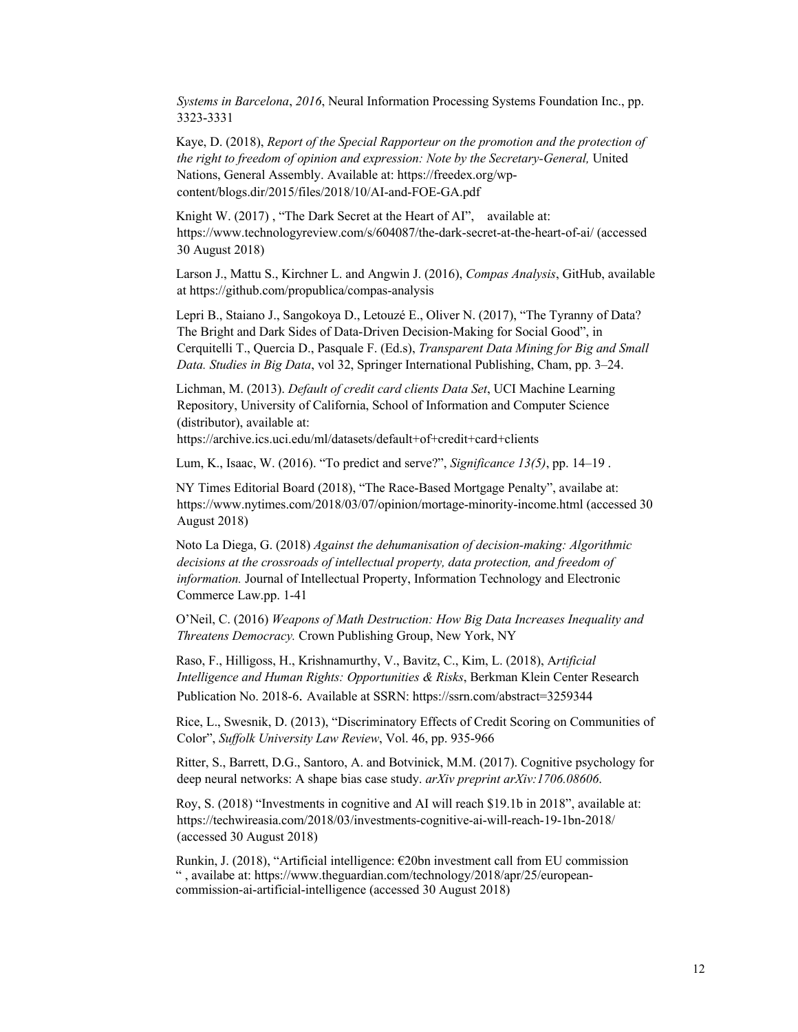*Systems in Barcelona*, *2016*, Neural Information Processing Systems Foundation Inc., pp. 3323-3331

Kaye, D. (2018), *Report of the Special Rapporteur on the promotion and the protection of the right to freedom of opinion and expression: Note by the Secretary-General,* United Nations, General Assembly. Available at: https://freedex.org/wp-content/blogs.dir/2015/files/2018/10/AI-and-FOE-GA.pdf

Knight W. (2017) , "The Dark Secret at the Heart of AI", available at: https://www.technologyreview.com/s/604087/the-dark-secret-at-the-heart-of-ai/ (accessed 30 August 2018)

Larson J., Mattu S., Kirchner L. and Angwin J. (2016), *Compas Analysis*, GitHub, available at https://github.com/propublica/compas-analysis

Lepri B., Staiano J., Sangokoya D., Letouzé E., Oliver N. (2017), "The Tyranny of Data? The Bright and Dark Sides of Data-Driven Decision-Making for Social Good", in Cerquitelli T., Quercia D., Pasquale F. (Ed.s), *Transparent Data Mining for Big and Small Data. Studies in Big Data*, vol 32, Springer International Publishing, Cham, pp. 3–24.

Lichman, M. (2013). *Default of credit card clients Data Set*, UCI Machine Learning Repository, University of California, School of Information and Computer Science (distributor), available at: https://archive.ics.uci.edu/ml/datasets/default+of+credit+card+clients

Lum, K., Isaac, W. (2016). "To predict and serve?", *Significance 13(5)*, pp. 14–19 .

NY Times Editorial Board (2018), "The Race-Based Mortgage Penalty", availabe at: https://www.nytimes.com/2018/03/07/opinion/mortage-minority-income.html (accessed 30 August 2018)

Noto La Diega, G. (2018) *Against the dehumanisation of decision-making: Algorithmic decisions at the crossroads of intellectual property, data protection, and freedom of information.* Journal of Intellectual Property, Information Technology and Electronic Commerce Law.pp. 1-41

O'Neil, C. (2016) *Weapons of Math Destruction: How Big Data Increases Inequality and Threatens Democracy.* Crown Publishing Group, New York, NY

Raso, F., Hilligoss, H., Krishnamurthy, V., Bavitz, C., Kim, L. (2018), A*rtificial Intelligence and Human Rights: Opportunities & Risks*, Berkman Klein Center Research Publication No. 2018-6. Available at SSRN: https://ssrn.com/abstract=3259344

Rice, L., Swesnik, D. (2013), "Discriminatory Effects of Credit Scoring on Communities of Color", *Suffolk University Law Review*, Vol. 46, pp. 935-966

Ritter, S., Barrett, D.G., Santoro, A. and Botvinick, M.M. (2017). Cognitive psychology for deep neural networks: A shape bias case study. *arXiv preprint arXiv:1706.08606*.

Roy, S. (2018) "Investments in cognitive and AI will reach $19.1b in 2018", available at: https://techwireasia.com/2018/03/investments-cognitive-ai-will-reach-19-1bn-2018/ (accessed 30 August 2018)

Runkin, J. (2018), "Artificial intelligence: €20bn investment call from EU commission " , availabe at: https://www.theguardian.com/technology/2018/apr/25/european-commission-ai-artificial-intelligence (accessed 30 August 2018)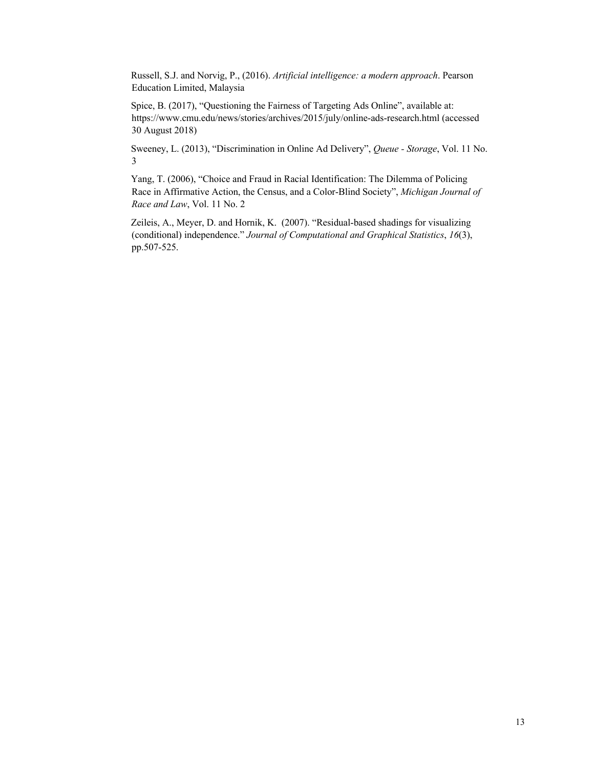Russell, S.J. and Norvig, P., (2016). *Artificial intelligence: a modern approach*. Pearson Education Limited, Malaysia

Spice, B. (2017), "Questioning the Fairness of Targeting Ads Online", available at: https://www.cmu.edu/news/stories/archives/2015/july/online-ads-research.html (accessed 30 August 2018)

Sweeney, L. (2013), "Discrimination in Online Ad Delivery", *Queue - Storage*, Vol. 11 No. 3

Yang, T. (2006), "Choice and Fraud in Racial Identification: The Dilemma of Policing Race in Affirmative Action, the Census, and a Color-Blind Society", *Michigan Journal of Race and Law*, Vol. 11 No. 2

Zeileis, A., Meyer, D. and Hornik, K. (2007). "Residual-based shadings for visualizing (conditional) independence." *Journal of Computational and Graphical Statistics*, *16*(3), pp.507-525.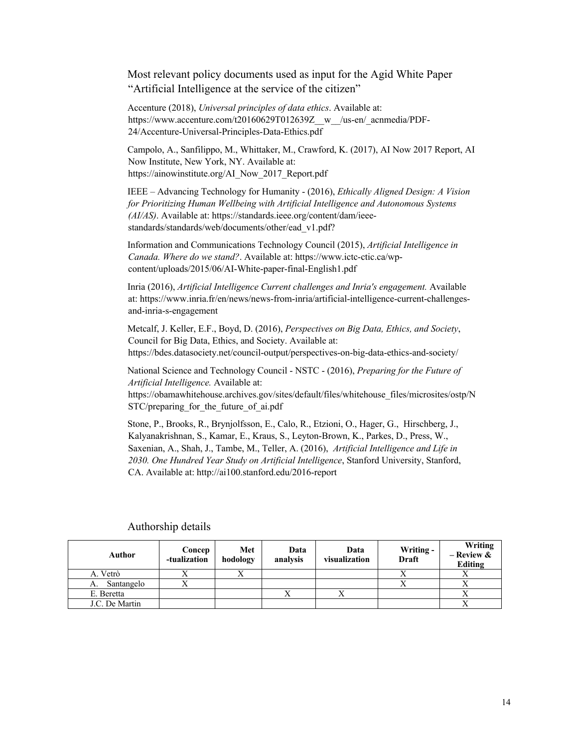## Most relevant policy documents used as input for the Agid White Paper "Artificial Intelligence at the service of the citizen"

Accenture (2018), *Universal principles of data ethics*. Available at: https://www.accenture.com/t20160629T012639Z__w__/us-en/_acnmedia/PDF-24/Accenture-Universal-Principles-Data-Ethics.pdf

Campolo, A., Sanfilippo, M., Whittaker, M., Crawford, K. (2017), AI Now 2017 Report, AI Now Institute, New York, NY. Available at: https://ainowinstitute.org/AI_Now_2017_Report.pdf

IEEE – Advancing Technology for Humanity - (2016), *Ethically Aligned Design: A Vision for Prioritizing Human Wellbeing with Artificial Intelligence and Autonomous Systems (AI/AS)*. Available at: https://standards.ieee.org/content/dam/ieee-standards/standards/web/documents/other/ead_v1.pdf?

Information and Communications Technology Council (2015), *Artificial Intelligence in Canada. Where do we stand?*. Available at: https://www.ictc-ctic.ca/wp-content/uploads/2015/06/AI-White-paper-final-English1.pdf

Inria (2016), *Artificial Intelligence Current challenges and Inria's engagement.* Available at: https://www.inria.fr/en/news/news-from-inria/artificial-intelligence-current-challenges-and-inria-s-engagement

Metcalf, J. Keller, E.F., Boyd, D. (2016), *Perspectives on Big Data, Ethics, and Society*, Council for Big Data, Ethics, and Society. Available at: https://bdes.datasociety.net/council-output/perspectives-on-big-data-ethics-and-society/

National Science and Technology Council - NSTC - (2016), *Preparing for the Future of Artificial Intelligence.* Available at: https://obamawhitehouse.archives.gov/sites/default/files/whitehouse_files/microsites/ostp/NSTC/preparing_for_the_future_of_ai.pdf

Stone, P., Brooks, R., Brynjolfsson, E., Calo, R., Etzioni, O., Hager, G., Hirschberg, J., Kalyanakrishnan, S., Kamar, E., Kraus, S., Leyton-Brown, K., Parkes, D., Press, W., Saxenian, A., Shah, J., Tambe, M., Teller, A. (2016), *Artificial Intelligence and Life in 2030. One Hundred Year Study on Artificial Intelligence*, Stanford University, Stanford, CA. Available at: http://ai100.stanford.edu/2016-report

## Authorship details

| Author | Concep-tualization | Methodology | Data analysis | Data visualization | Writing - Draft | Writing – Review & Editing |
|---|---|---|---|---|---|---|
| A. Vetrò | X | X | | | X | X |
| A. Santangelo | X | | | | X | X |
| E. Beretta | | | X | X | | X |
| J.C. De Martin | | | | | | X |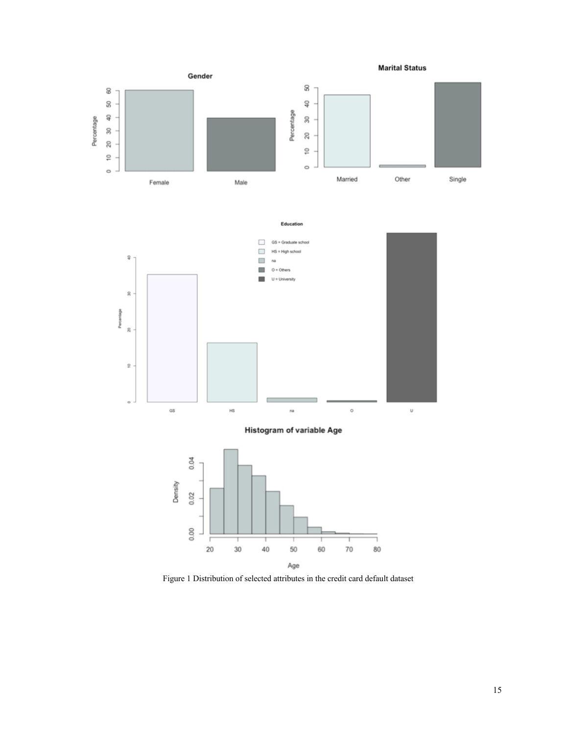Figure 1 Distribution of selected attributes in the credit card default dataset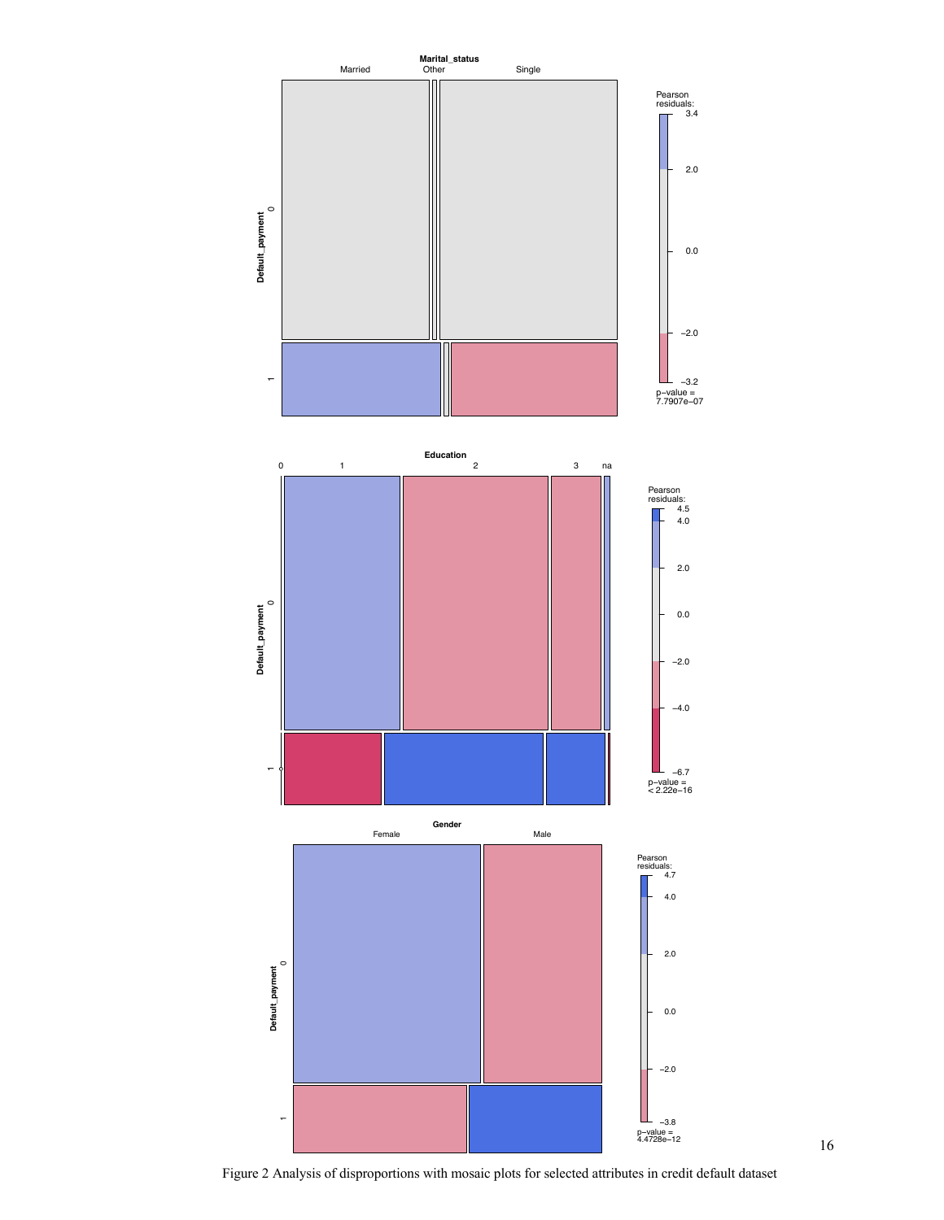Marital_status

Married

Other

Single

Default_payment

0

1

Pearson residuals:

3.4

2.0

0.0

−2.0

−3.2

p−value = 7.7907e−07

Education

0

1

2

3

na

Default_payment

0

1

Pearson residuals:

4.5

4.0

2.0

0.0

−2.0

−4.0

−6.7

p−value = < 2.22e−16

Gender

Female

Male

Default_payment

0

1

Pearson residuals:

4.7

4.0

2.0

0.0

−2.0

−3.8

p−value = 4.4728e−12

Figure 2 Analysis of disproportions with mosaic plots for selected attributes in credit default dataset